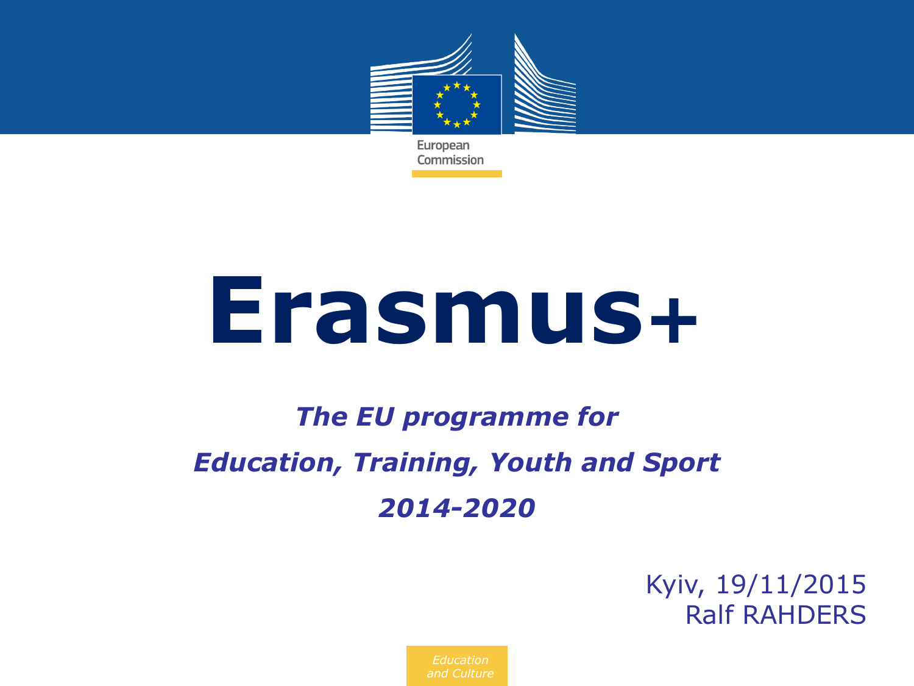European Commission

# Erasmus+

***The EU programme for***

***Education, Training, Youth and Sport***

***2014-2020***

Kyiv, 19/11/2015
Ralf RAHDERS

*Education and Culture*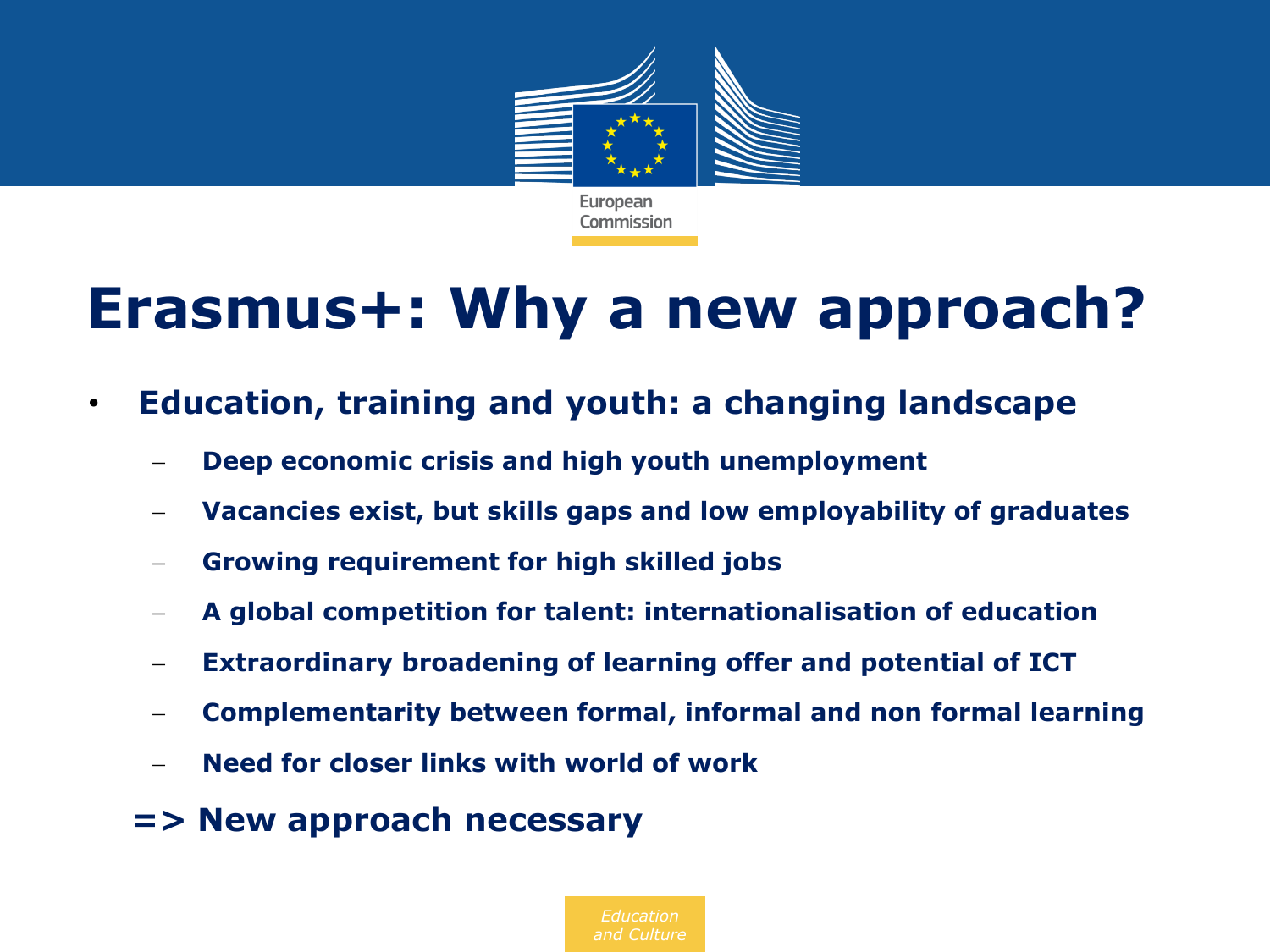# Erasmus+: Why a new approach?

- **Education, training and youth: a changing landscape**
  - **Deep economic crisis and high youth unemployment**
  - **Vacancies exist, but skills gaps and low employability of graduates**
  - **Growing requirement for high skilled jobs**
  - **A global competition for talent: internationalisation of education**
  - **Extraordinary broadening of learning offer and potential of ICT**
  - **Complementarity between formal, informal and non formal learning**
  - **Need for closer links with world of work**

**=> New approach necessary**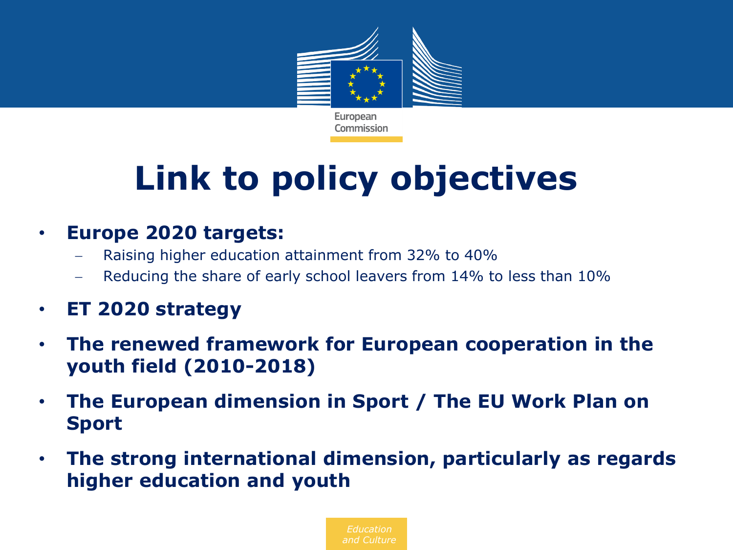# Link to policy objectives

- **Europe 2020 targets:**
  - Raising higher education attainment from 32% to 40%
  - Reducing the share of early school leavers from 14% to less than 10%
- **ET 2020 strategy**
- **The renewed framework for European cooperation in the youth field (2010-2018)**
- **The European dimension in Sport / The EU Work Plan on Sport**
- **The strong international dimension, particularly as regards higher education and youth**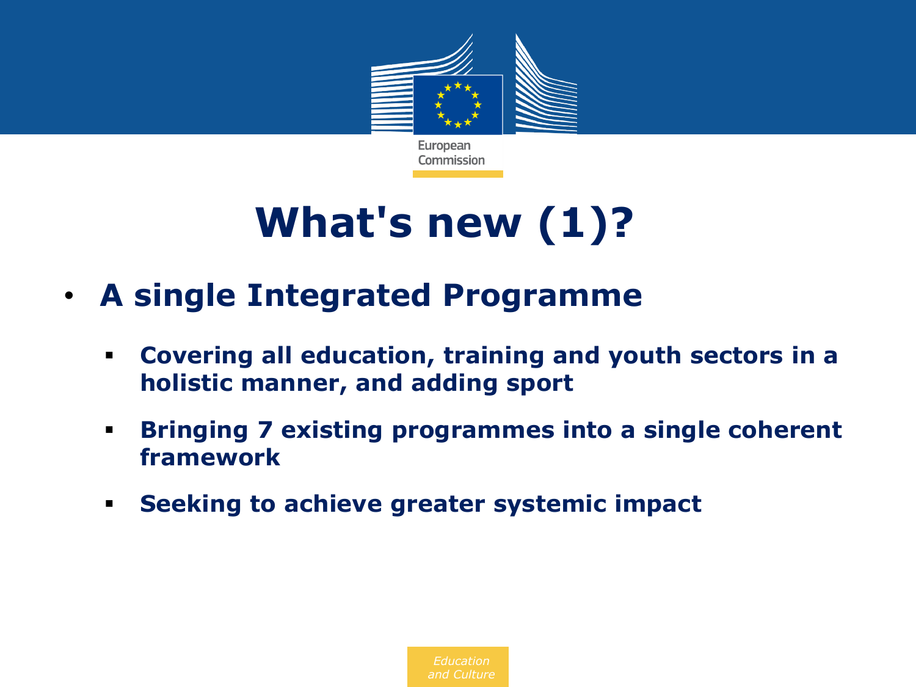# What's new (1)?

- **A single Integrated Programme**
  - **Covering all education, training and youth sectors in a holistic manner, and adding sport**
  - **Bringing 7 existing programmes into a single coherent framework**
  - **Seeking to achieve greater systemic impact**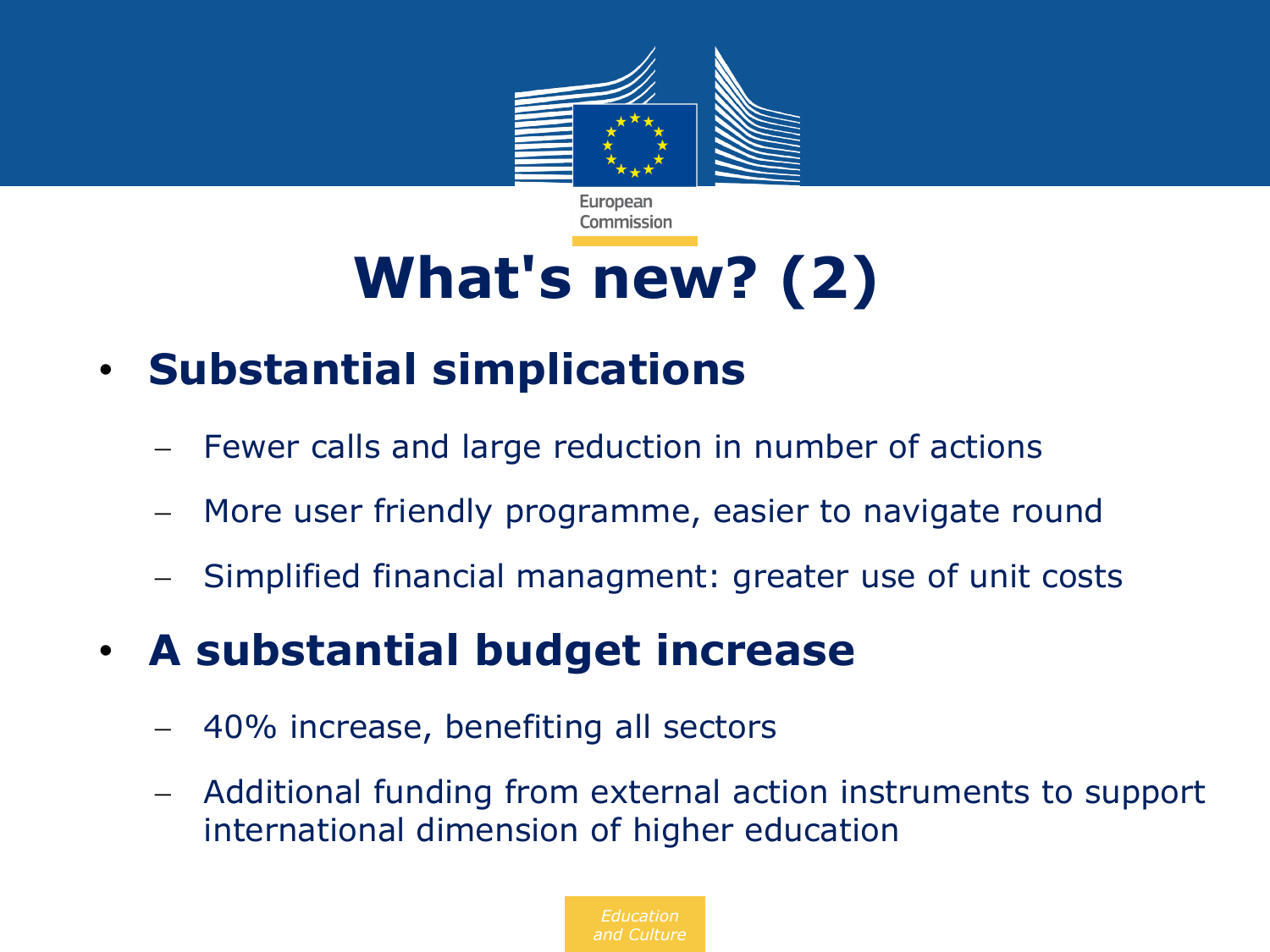# What's new? (2)

- **Substantial simplications**
  - Fewer calls and large reduction in number of actions
  - More user friendly programme, easier to navigate round
  - Simplified financial managment: greater use of unit costs
- **A substantial budget increase**
  - 40% increase, benefiting all sectors
  - Additional funding from external action instruments to support international dimension of higher education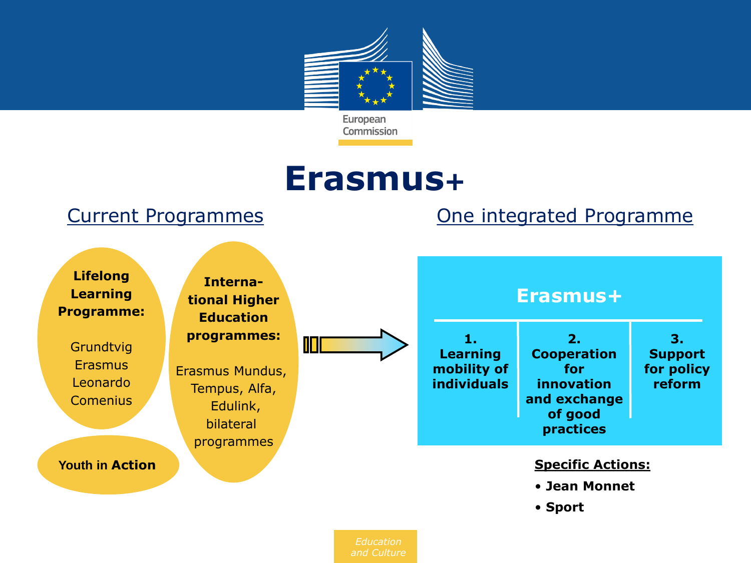# Erasmus+

## Current Programmes

**Lifelong Learning Programme:**

Grundtvig
Erasmus
Leonardo
Comenius

**International Higher Education programmes:**

Erasmus Mundus, Tempus, Alfa, Edulink, bilateral programmes

**Youth in Action**

## One integrated Programme

**Erasmus+**

| 1. Learning mobility of individuals | 2. Cooperation for innovation and exchange of good practices | 3. Support for policy reform |
|---|---|---|

**Specific Actions:**

- **Jean Monnet**
- **Sport**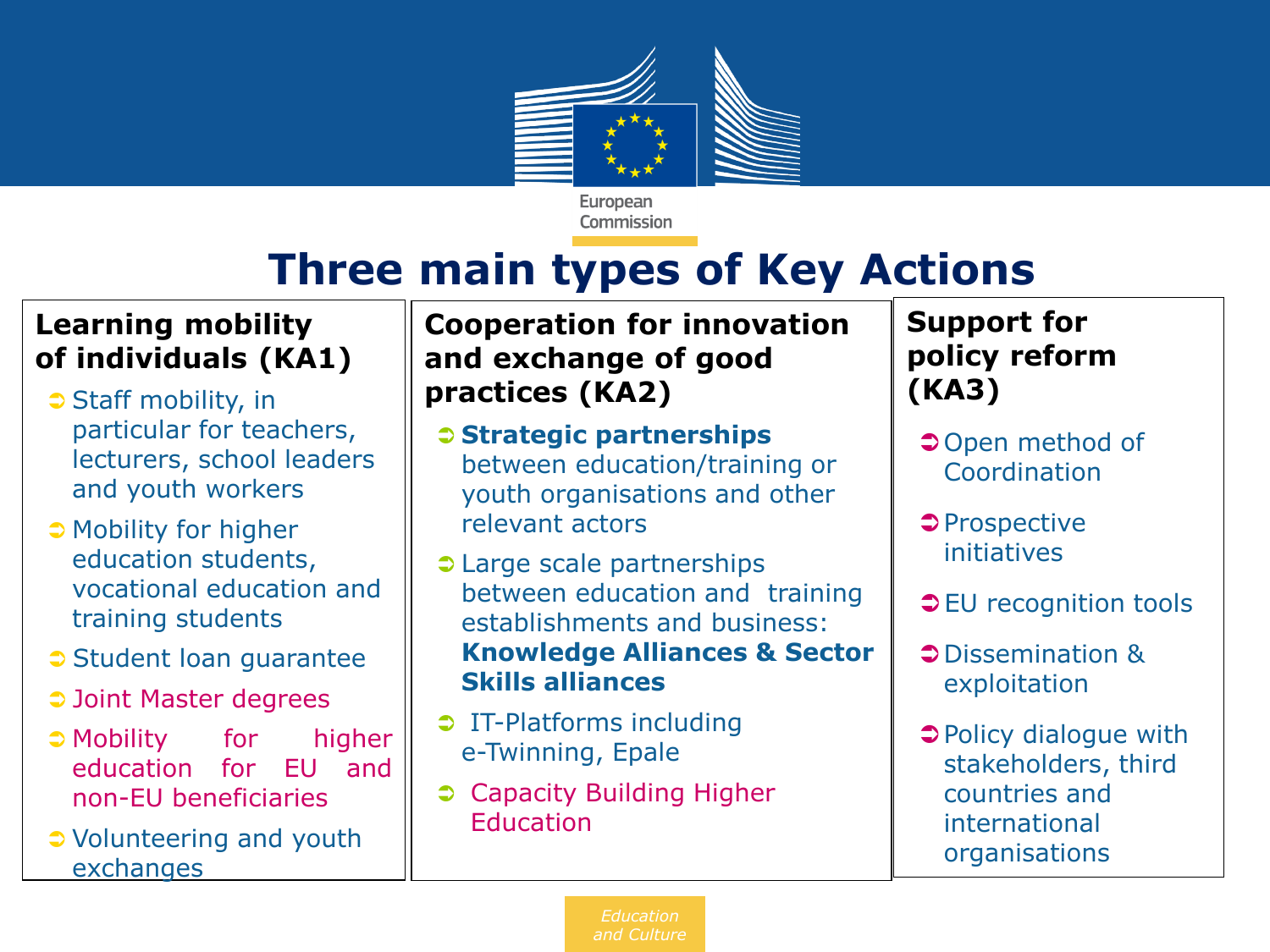# Three main types of Key Actions

## Learning mobility of individuals (KA1)

- Staff mobility, in particular for teachers, lecturers, school leaders and youth workers
- Mobility for higher education students, vocational education and training students
- Student loan guarantee
- Joint Master degrees
- Mobility for higher education for EU and non-EU beneficiaries
- Volunteering and youth exchanges

## Cooperation for innovation and exchange of good practices (KA2)

- **Strategic partnerships** between education/training or youth organisations and other relevant actors
- Large scale partnerships between education and training establishments and business: **Knowledge Alliances & Sector Skills alliances**
- IT-Platforms including e-Twinning, Epale
- Capacity Building Higher Education

## Support for policy reform (KA3)

- Open method of Coordination
- Prospective initiatives
- EU recognition tools
- Dissemination & exploitation
- Policy dialogue with stakeholders, third countries and international organisations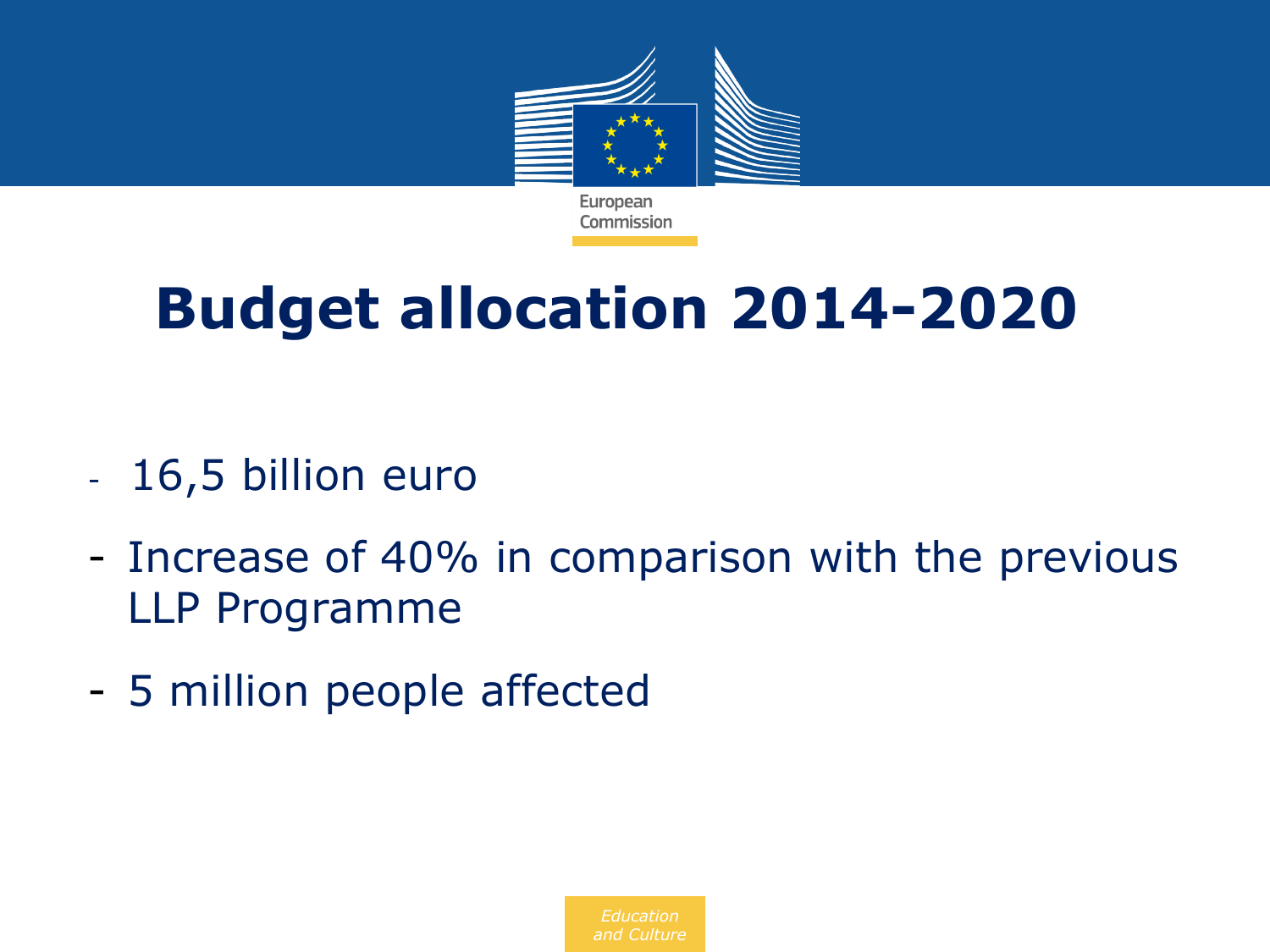# Budget allocation 2014-2020

- 16,5 billion euro
- Increase of 40% in comparison with the previous LLP Programme
- 5 million people affected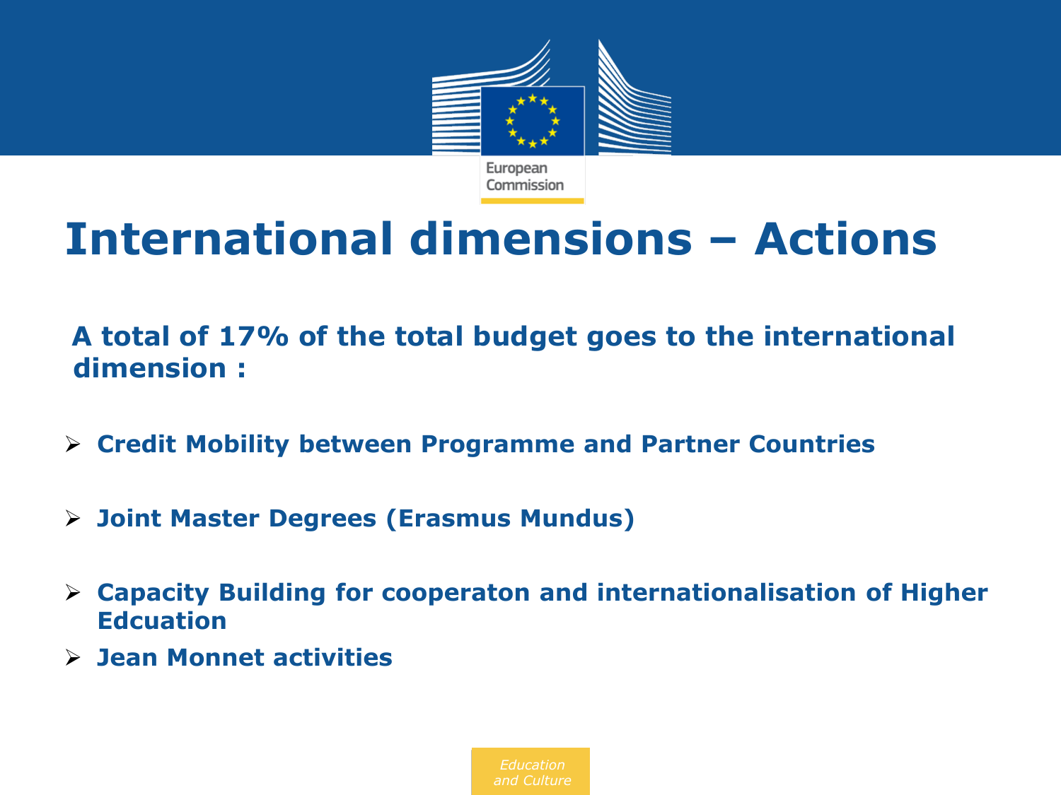# International dimensions – Actions

**A total of 17% of the total budget goes to the international dimension :**

- **Credit Mobility between Programme and Partner Countries**
- **Joint Master Degrees (Erasmus Mundus)**
- **Capacity Building for cooperaton and internationalisation of Higher Edcuation**
- **Jean Monnet activities**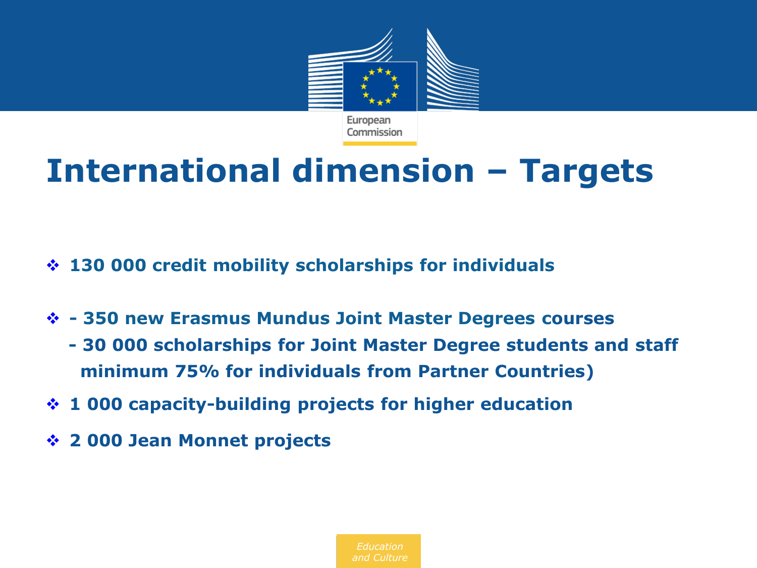# International dimension – Targets

- **130 000 credit mobility scholarships for individuals**
- **- 350 new Erasmus Mundus Joint Master Degrees courses**
  **- 30 000 scholarships for Joint Master Degree students and staff minimum 75% for individuals from Partner Countries)**
- **1 000 capacity-building projects for higher education**
- **2 000 Jean Monnet projects**